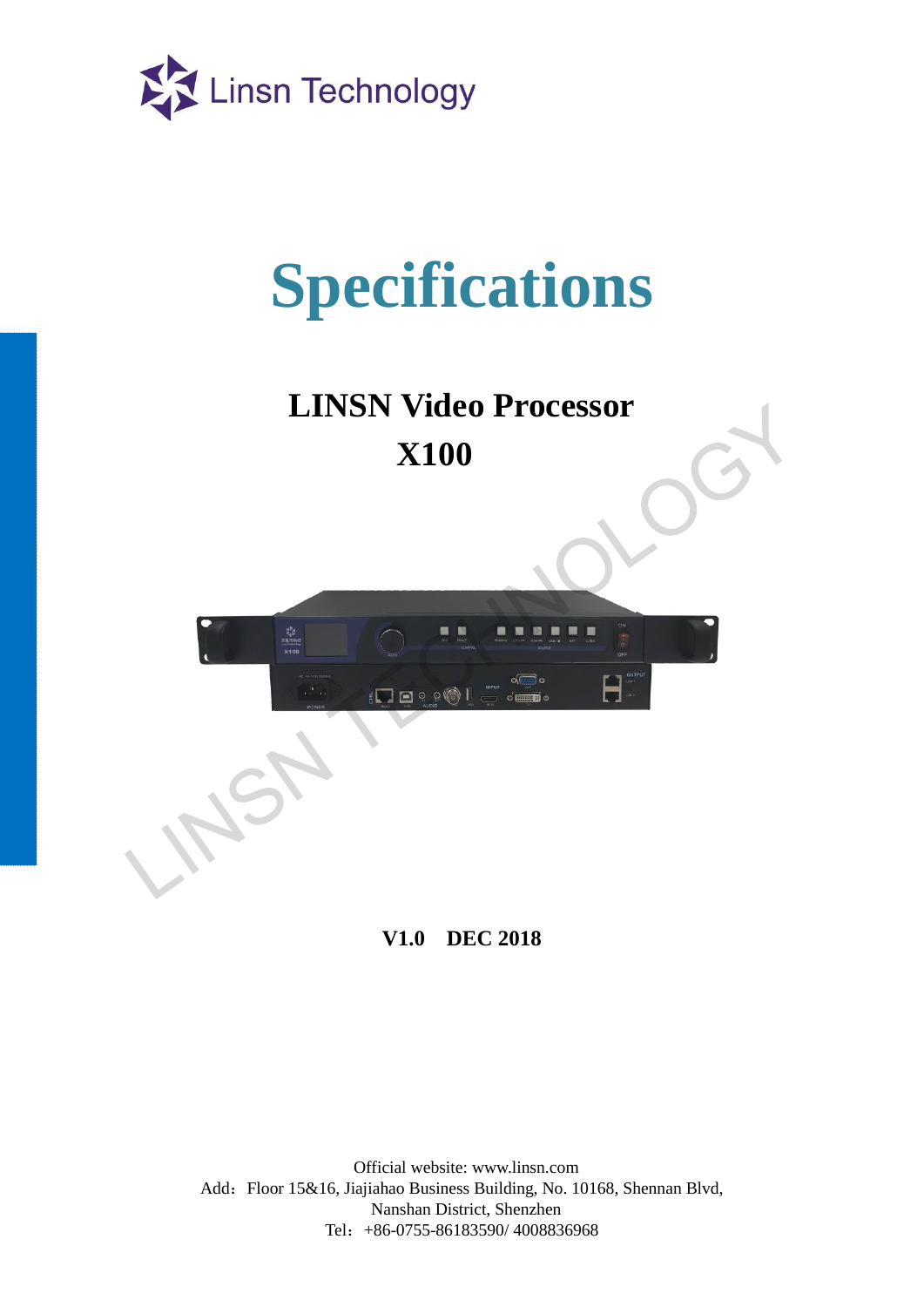Linsn Technology

# Specifications

## LINSN Video Processor X100

**V1.0 DEC 2018**

Official website: www.linsn.com

Add：Floor 15&16, Jiajiahao Business Building, No. 10168, Shennan Blvd, Nanshan District, Shenzhen

Tel：+86-0755-86183590/ 4008836968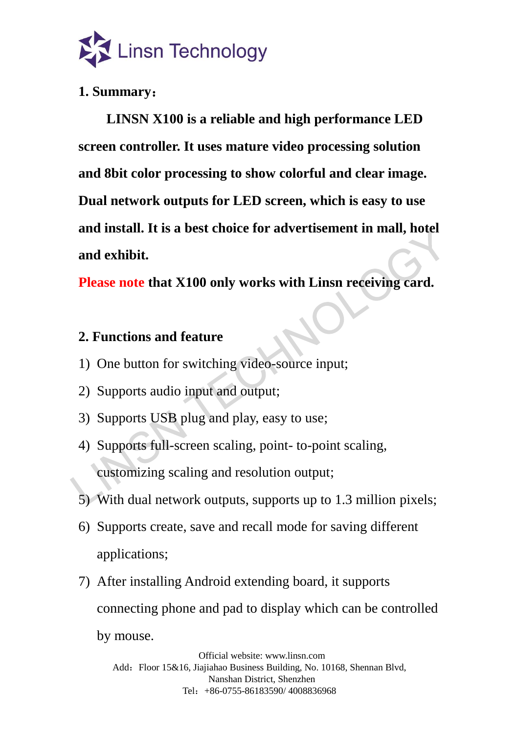## 1. Summary：

**LINSN X100 is a reliable and high performance LED screen controller. It uses mature video processing solution and 8bit color processing to show colorful and clear image. Dual network outputs for LED screen, which is easy to use and install. It is a best choice for advertisement in mall, hotel and exhibit.**

**Please note that X100 only works with Linsn receiving card.**

## 2. Functions and feature

1) One button for switching video-source input;
2) Supports audio input and output;
3) Supports USB plug and play, easy to use;
4) Supports full-screen scaling, point- to-point scaling, customizing scaling and resolution output;
5) With dual network outputs, supports up to 1.3 million pixels;
6) Supports create, save and recall mode for saving different applications;
7) After installing Android extending board, it supports connecting phone and pad to display which can be controlled by mouse.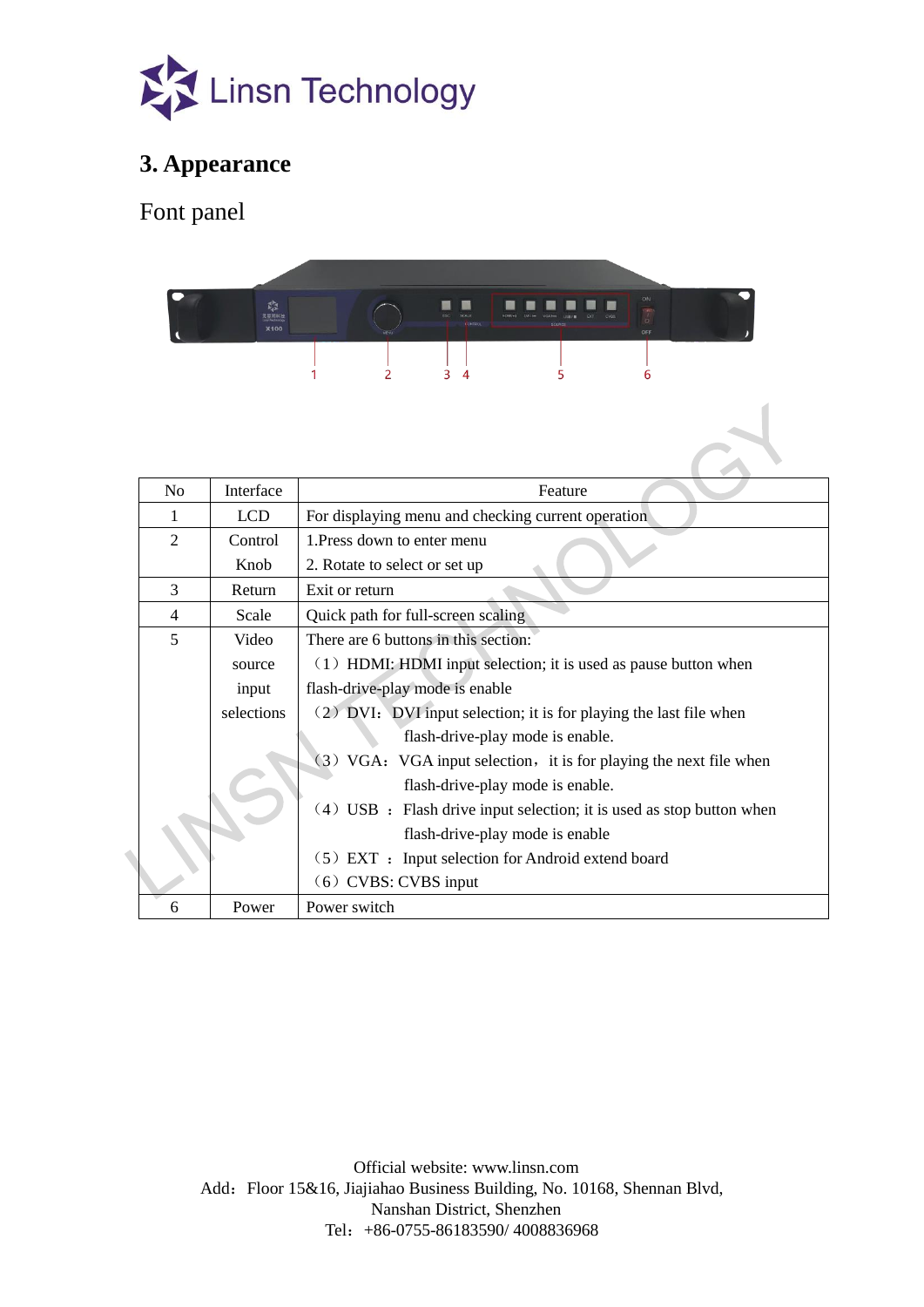## 3. Appearance

Font panel

| No | Interface | Feature |
|---|---|---|
| 1 | LCD | For displaying menu and checking current operation |
| 2 | Control Knob | 1.Press down to enter menu<br>2. Rotate to select or set up |
| 3 | Return | Exit or return |
| 4 | Scale | Quick path for full-screen scaling |
| 5 | Video source input selections | There are 6 buttons in this section:<br>（1）HDMI: HDMI input selection; it is used as pause button when flash-drive-play mode is enable<br>（2）DVI：DVI input selection; it is for playing the last file when flash-drive-play mode is enable.<br>（3）VGA：VGA input selection，it is for playing the next file when flash-drive-play mode is enable.<br>（4）USB ：Flash drive input selection; it is used as stop button when flash-drive-play mode is enable<br>（5）EXT ：Input selection for Android extend board<br>（6）CVBS: CVBS input |
| 6 | Power | Power switch |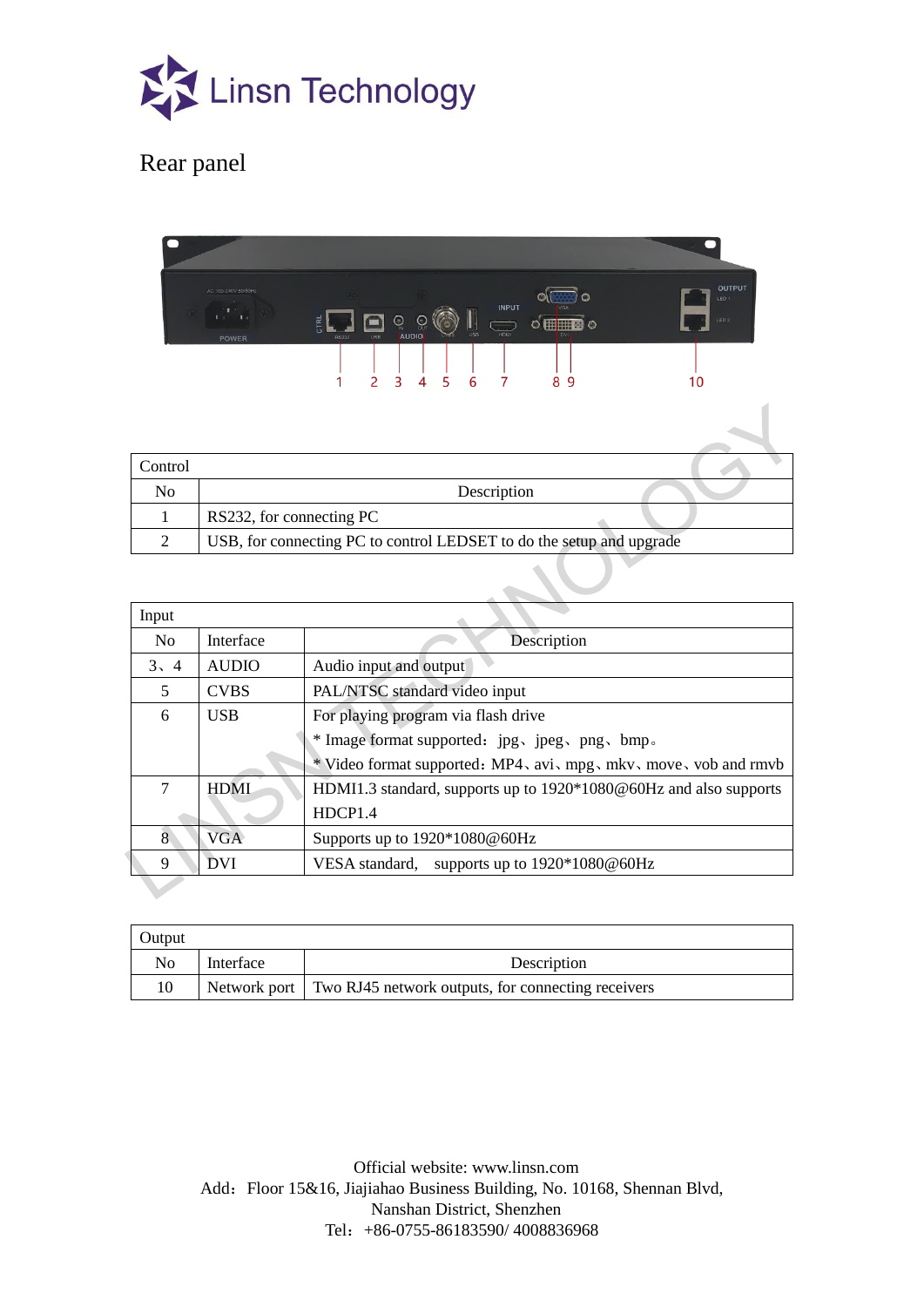Linsn Technology

## Rear panel

| Control | |
|---|---|
| No | Description |
| 1 | RS232, for connecting PC |
| 2 | USB, for connecting PC to control LEDSET to do the setup and upgrade |

| Input | | |
|---|---|---|
| No | Interface | Description |
| 3、4 | AUDIO | Audio input and output |
| 5 | CVBS | PAL/NTSC standard video input |
| 6 | USB | For playing program via flash drive<br>* Image format supported：jpg、jpeg、png、bmp。<br>* Video format supported：MP4、avi、mpg、mkv、move、vob and rmvb |
| 7 | HDMI | HDMI1.3 standard, supports up to 1920*1080@60Hz and also supports HDCP1.4 |
| 8 | VGA | Supports up to 1920*1080@60Hz |
| 9 | DVI | VESA standard,  supports up to 1920*1080@60Hz |

| Output | | |
|---|---|---|
| No | Interface | Description |
| 10 | Network port | Two RJ45 network outputs, for connecting receivers |

Official website: www.linsn.com
Add：Floor 15&16, Jiajiahao Business Building, No. 10168, Shennan Blvd, Nanshan District, Shenzhen
Tel：+86-0755-86183590/ 4008836968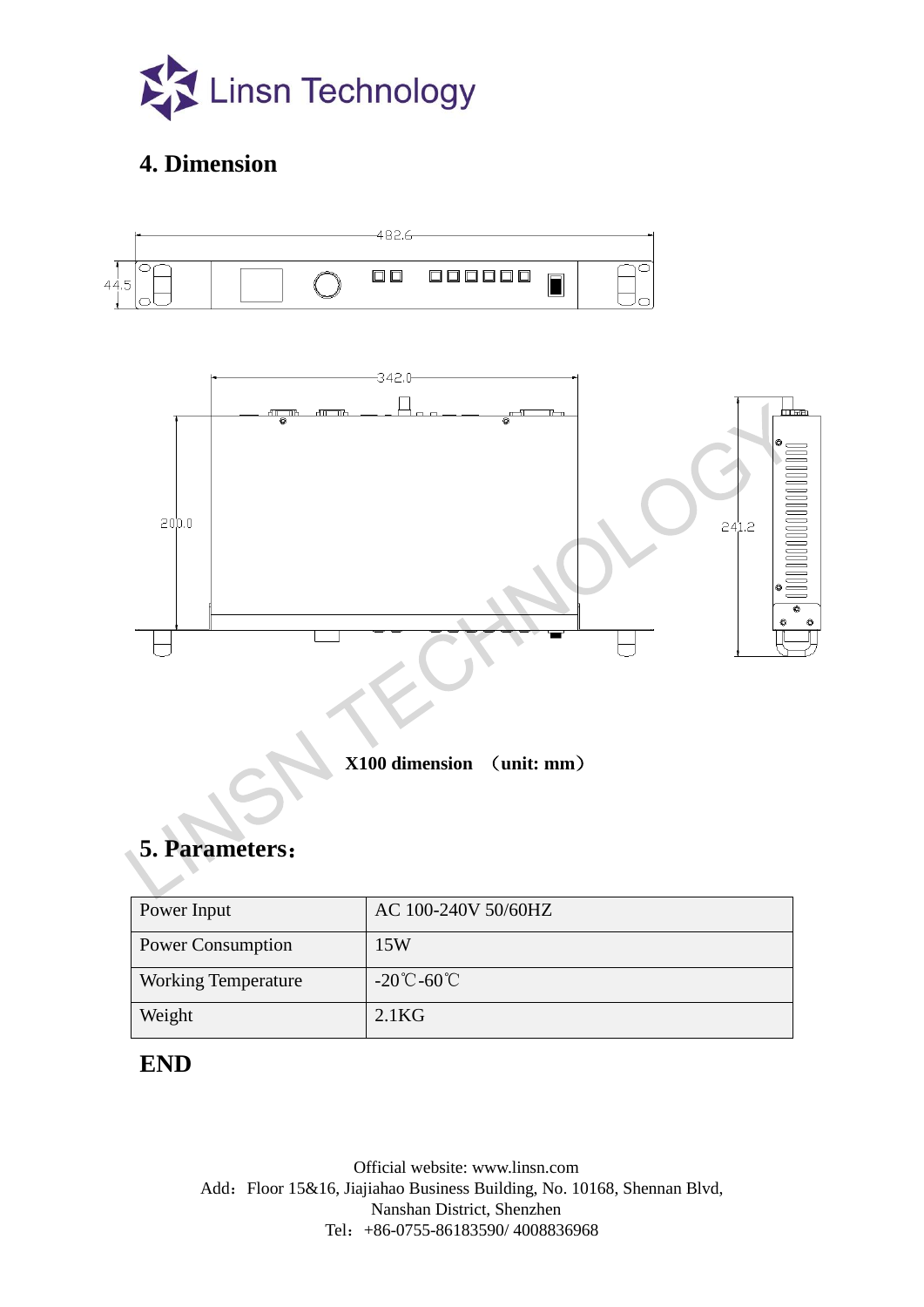# 4. Dimension

482.6

44.5

342.0

200.0

241.2

**X100 dimension （unit: mm）**

# 5. Parameters：

| | |
|---|---|
| Power Input | AC 100-240V 50/60HZ |
| Power Consumption | 15W |
| Working Temperature | -20℃-60℃ |
| Weight | 2.1KG |

**END**

Official website: www.linsn.com
Add：Floor 15&16, Jiajiahao Business Building, No. 10168, Shennan Blvd, Nanshan District, Shenzhen
Tel：+86-0755-86183590/ 4008836968